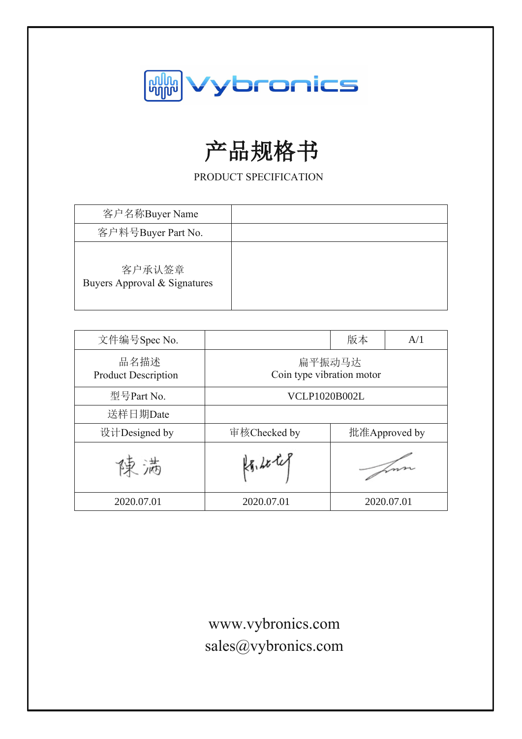Vybronics

# 产品规格书

PRODUCT SPECIFICATION

| 客户名称Buyer Name | |
|---|---|
| 客户料号Buyer Part No. | |
| 客户承认签章<br>Buyers Approval & Signatures | |

| 文件编号Spec No. | | 版本 | A/1 |
|---|---|---|---|
| 品名描述<br>Product Description | 扁平振动马达<br>Coin type vibration motor | | |
| 型号Part No. | VCLP1020B002L | | |
| 送样日期Date | | | |
| 设计Designed by | 审核Checked by | 批准Approved by | |
| 陳满 | | | |
| 2020.07.01 | 2020.07.01 | 2020.07.01 | |

www.vybronics.com
sales@vybronics.com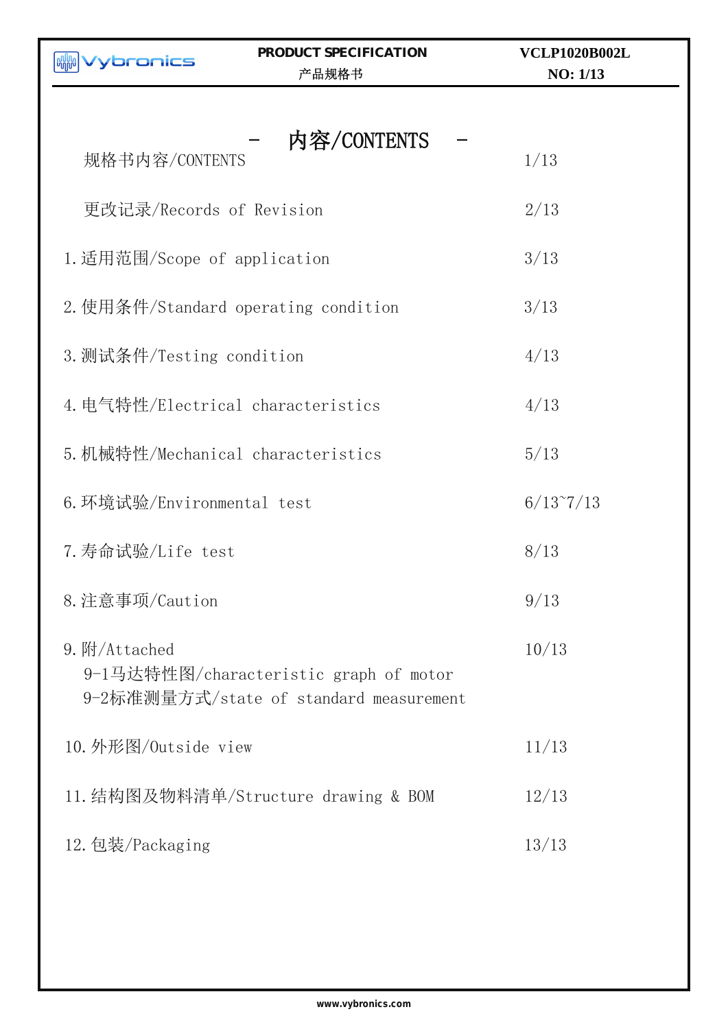# - 内容/CONTENTS -

| | |
|---|---|
| 规格书内容/CONTENTS | 1/13 |
| 更改记录/Records of Revision | 2/13 |
| 1.适用范围/Scope of application | 3/13 |
| 2.使用条件/Standard operating condition | 3/13 |
| 3.测试条件/Testing condition | 4/13 |
| 4.电气特性/Electrical characteristics | 4/13 |
| 5.机械特性/Mechanical characteristics | 5/13 |
| 6.环境试验/Environmental test | 6/13~7/13 |
| 7.寿命试验/Life test | 8/13 |
| 8.注意事项/Caution | 9/13 |
| 9.附/Attached<br>9-1马达特性图/characteristic graph of motor<br>9-2标准测量方式/state of standard measurement | 10/13 |
| 10.外形图/Outside view | 11/13 |
| 11.结构图及物料清单/Structure drawing & BOM | 12/13 |
| 12.包装/Packaging | 13/13 |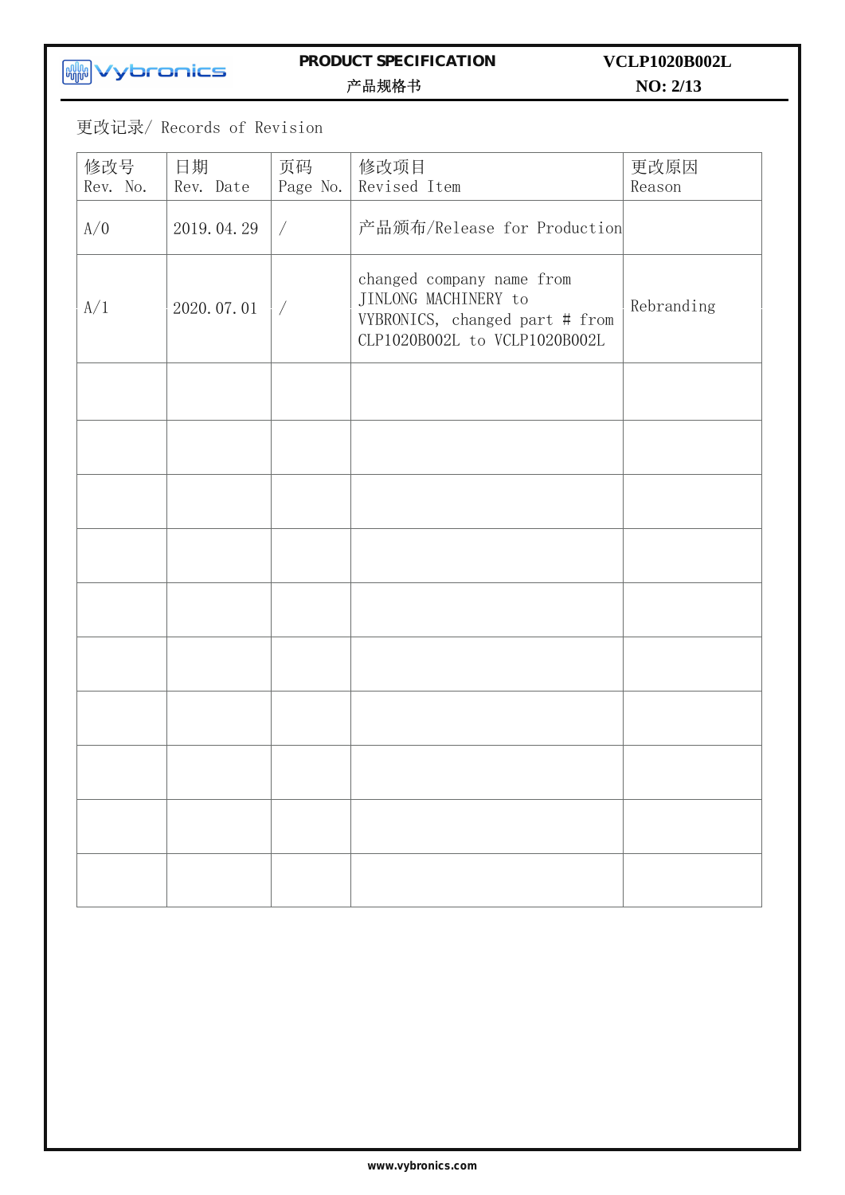更改记录/ Records of Revision

| 修改号 Rev. No. | 日期 Rev. Date | 页码 Page No. | 修改项目 Revised Item | 更改原因 Reason |
|---|---|---|---|---|
| A/0 | 2019.04.29 | / | 产品颁布/Release for Production | |
| A/1 | 2020.07.01 | / | changed company name from JINLONG MACHINERY to VYBRONICS, changed part # from CLP1020B002L to VCLP1020B002L | Rebranding |
| | | | | |
| | | | | |
| | | | | |
| | | | | |
| | | | | |
| | | | | |
| | | | | |
| | | | | |
| | | | | |
| | | | | |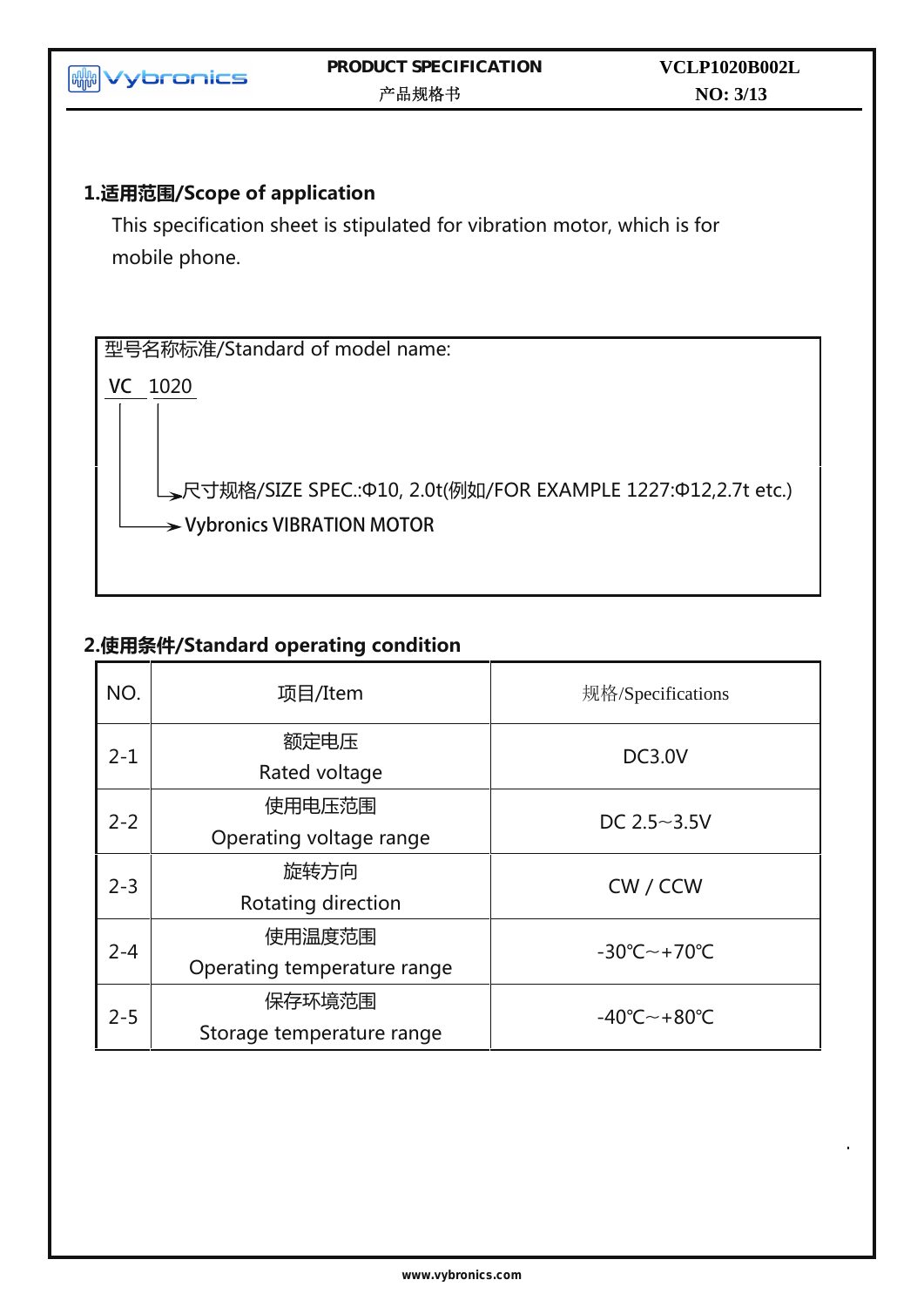## 1.适用范围/Scope of application

This specification sheet is stipulated for vibration motor, which is for mobile phone.

型号名称标准/Standard of model name:

VC 1020

- 1020 → 尺寸规格/SIZE SPEC.:Φ10, 2.0t(例如/FOR EXAMPLE 1227:Φ12,2.7t etc.)
- VC → Vybronics VIBRATION MOTOR

## 2.使用条件/Standard operating condition

| NO. | 项目/Item | 规格/Specifications |
|---|---|---|
| 2-1 | 额定电压<br>Rated voltage | DC3.0V |
| 2-2 | 使用电压范围<br>Operating voltage range | DC 2.5~3.5V |
| 2-3 | 旋转方向<br>Rotating direction | CW / CCW |
| 2-4 | 使用温度范围<br>Operating temperature range | -30℃~+70℃ |
| 2-5 | 保存环境范围<br>Storage temperature range | -40℃~+80℃ |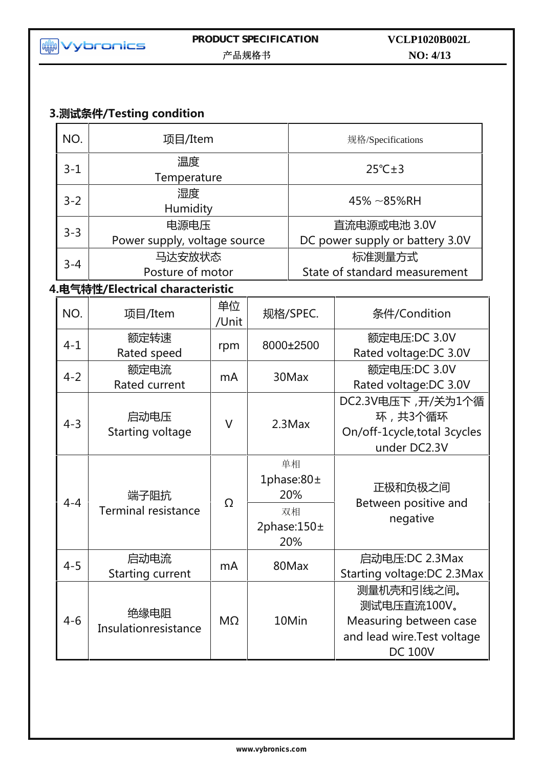## 3.测试条件/Testing condition

| NO. | 项目/Item | 规格/Specifications |
|---|---|---|
| 3-1 | 温度<br>Temperature | 25℃±3 |
| 3-2 | 湿度<br>Humidity | 45% ~85%RH |
| 3-3 | 电源电压<br>Power supply, voltage source | 直流电源或电池 3.0V<br>DC power supply or battery 3.0V |
| 3-4 | 马达安放状态<br>Posture of motor | 标准测量方式<br>State of standard measurement |

## 4.电气特性/Electrical characteristic

| NO. | 项目/Item | 单位/Unit | 规格/SPEC. | 条件/Condition |
|---|---|---|---|---|
| 4-1 | 额定转速<br>Rated speed | rpm | 8000±2500 | 额定电压:DC 3.0V<br>Rated voltage:DC 3.0V |
| 4-2 | 额定电流<br>Rated current | mA | 30Max | 额定电压:DC 3.0V<br>Rated voltage:DC 3.0V |
| 4-3 | 启动电压<br>Starting voltage | V | 2.3Max | DC2.3V电压下 ,开/关为1个循环，共3个循环<br>On/off-1cycle,total 3cycles under DC2.3V |
| 4-4 | 端子阻抗<br>Terminal resistance | Ω | 单相<br>1phase:80±20%<br>双相<br>2phase:150±20% | 正极和负极之间<br>Between positive and negative |
| 4-5 | 启动电流<br>Starting current | mA | 80Max | 启动电压:DC 2.3Max<br>Starting voltage:DC 2.3Max |
| 4-6 | 绝缘电阻<br>Insulationresistance | MΩ | 10Min | 测量机壳和引线之间。<br>测试电压直流100V。<br>Measuring between case and lead wire.Test voltage DC 100V |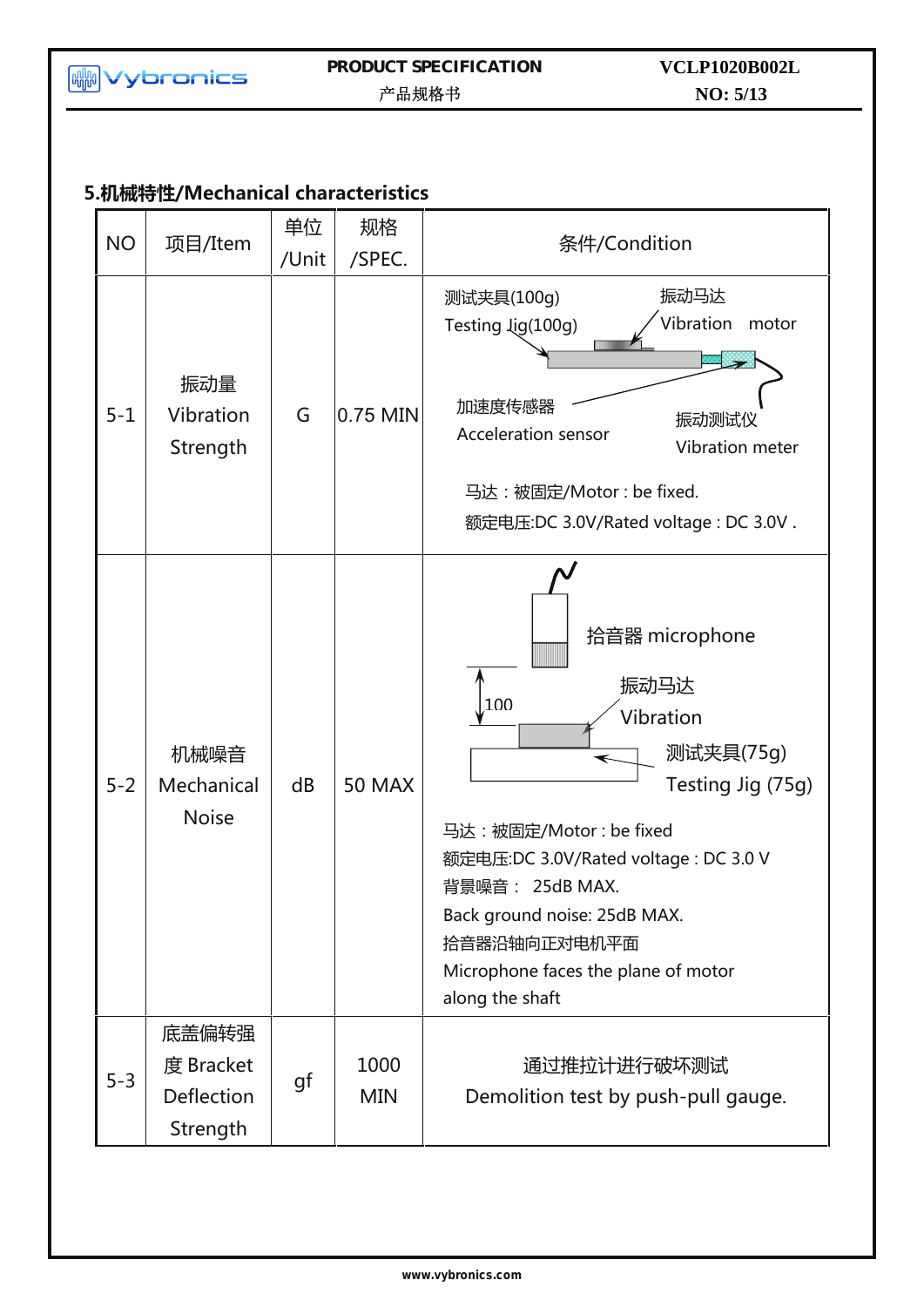## 5.机械特性/Mechanical characteristics

| NO | 项目/Item | 单位 /Unit | 规格 /SPEC. | 条件/Condition |
|---|---|---|---|---|
| 5-1 | 振动量 Vibration Strength | G | 0.75 MIN | 测试夹具(100g) Testing Jig(100g)<br>振动马达 Vibration motor<br>加速度传感器 Acceleration sensor<br>振动测试仪 Vibration meter<br>马达：被固定/Motor : be fixed.<br>额定电压:DC 3.0V/Rated voltage : DC 3.0V . |
| 5-2 | 机械噪音 Mechanical Noise | dB | 50 MAX | 拾音器 microphone<br>100<br>振动马达 Vibration<br>测试夹具(75g) Testing Jig (75g)<br>马达：被固定/Motor : be fixed<br>额定电压:DC 3.0V/Rated voltage : DC 3.0 V<br>背景噪音： 25dB MAX.<br>Back ground noise: 25dB MAX.<br>拾音器沿轴向正对电机平面<br>Microphone faces the plane of motor along the shaft |
| 5-3 | 底盖偏转强度 Bracket Deflection Strength | gf | 1000 MIN | 通过推拉计进行破坏测试<br>Demolition test by push-pull gauge. |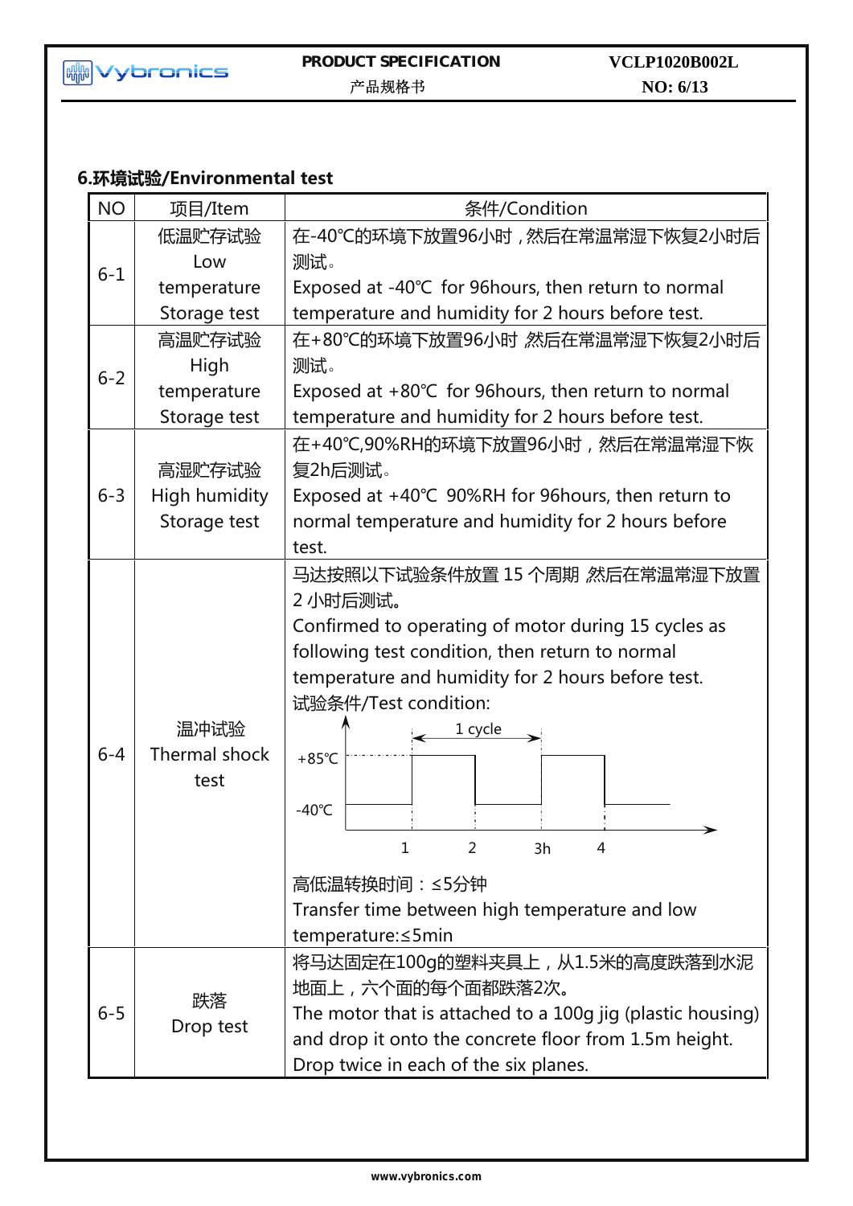## 6.环境试验/Environmental test

| NO | 项目/Item | 条件/Condition |
| --- | --- | --- |
| 6-1 | 低温贮存试验 Low temperature Storage test | 在-40℃的环境下放置96小时，然后在常温常湿下恢复2小时后测试。 Exposed at -40℃ for 96hours, then return to normal temperature and humidity for 2 hours before test. |
| 6-2 | 高温贮存试验 High temperature Storage test | 在+80℃的环境下放置96小时 然后在常温常湿下恢复2小时后测试。 Exposed at +80℃ for 96hours, then return to normal temperature and humidity for 2 hours before test. |
| 6-3 | 高湿贮存试验 High humidity Storage test | 在+40℃,90%RH的环境下放置96小时，然后在常温常湿下恢复2h后测试。 Exposed at +40℃ 90%RH for 96hours, then return to normal temperature and humidity for 2 hours before test. |
| 6-4 | 温冲试验 Thermal shock test | 马达按照以下试验条件放置 15 个周期 然后在常温常湿下放置 2 小时后测试。 Confirmed to operating of motor during 15 cycles as following test condition, then return to normal temperature and humidity for 2 hours before test. 试验条件/Test condition: (1 cycle; +85℃; -40℃; 1, 2, 3h, 4) 高低温转换时间：≤5分钟 Transfer time between high temperature and low temperature:≤5min |
| 6-5 | 跌落 Drop test | 将马达固定在100g的塑料夹具上，从1.5米的高度跌落到水泥地面上，六个面的每个面都跌落2次。 The motor that is attached to a 100g jig (plastic housing) and drop it onto the concrete floor from 1.5m height. Drop twice in each of the six planes. |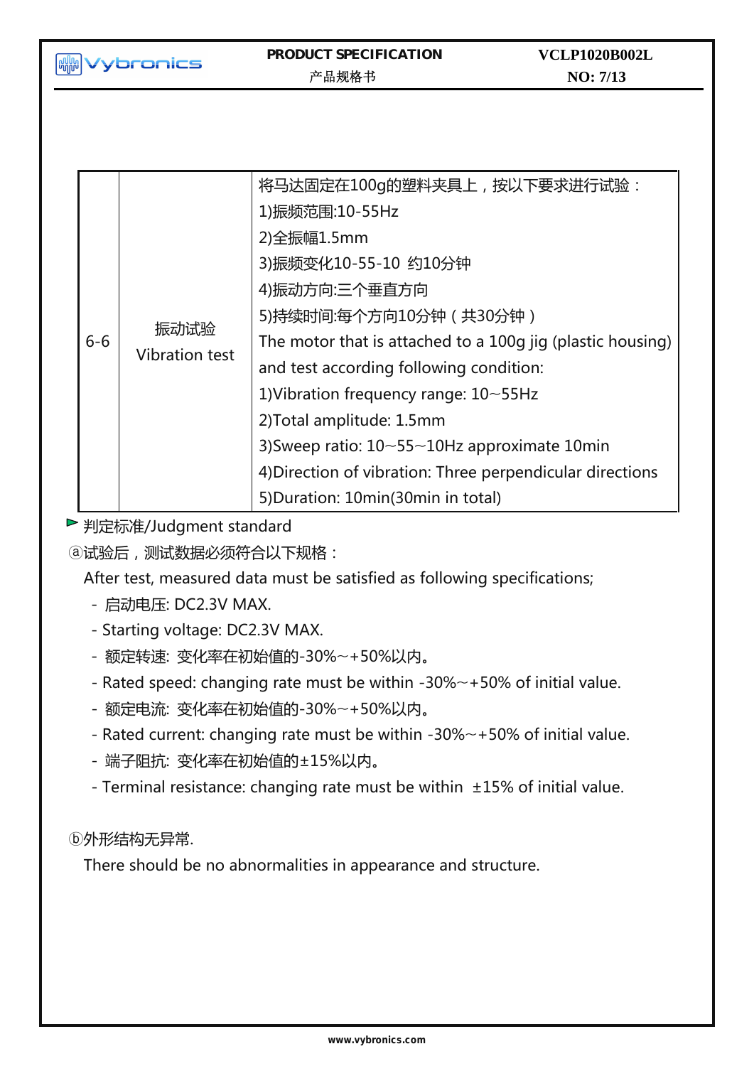| 6-6 | 振动试验<br>Vibration test | 将马达固定在100g的塑料夹具上，按以下要求进行试验：<br>1)振频范围:10-55Hz<br>2)全振幅1.5mm<br>3)振频变化10-55-10 约10分钟<br>4)振动方向:三个垂直方向<br>5)持续时间:每个方向10分钟（共30分钟）<br>The motor that is attached to a 100g jig (plastic housing) and test according following condition:<br>1)Vibration frequency range: 10~55Hz<br>2)Total amplitude: 1.5mm<br>3)Sweep ratio: 10~55~10Hz approximate 10min<br>4)Direction of vibration: Three perpendicular directions<br>5)Duration: 10min(30min in total) |
|---|---|---|

► 判定标准/Judgment standard

ⓐ试验后，测试数据必须符合以下规格：

After test, measured data must be satisfied as following specifications;

- 启动电压: DC2.3V MAX.
- Starting voltage: DC2.3V MAX.
- 额定转速: 变化率在初始值的-30%~+50%以内。
- Rated speed: changing rate must be within -30%~+50% of initial value.
- 额定电流: 变化率在初始值的-30%~+50%以内。
- Rated current: changing rate must be within -30%~+50% of initial value.
- 端子阻抗: 变化率在初始值的±15%以内。
- Terminal resistance: changing rate must be within ±15% of initial value.

ⓑ外形结构无异常.

There should be no abnormalities in appearance and structure.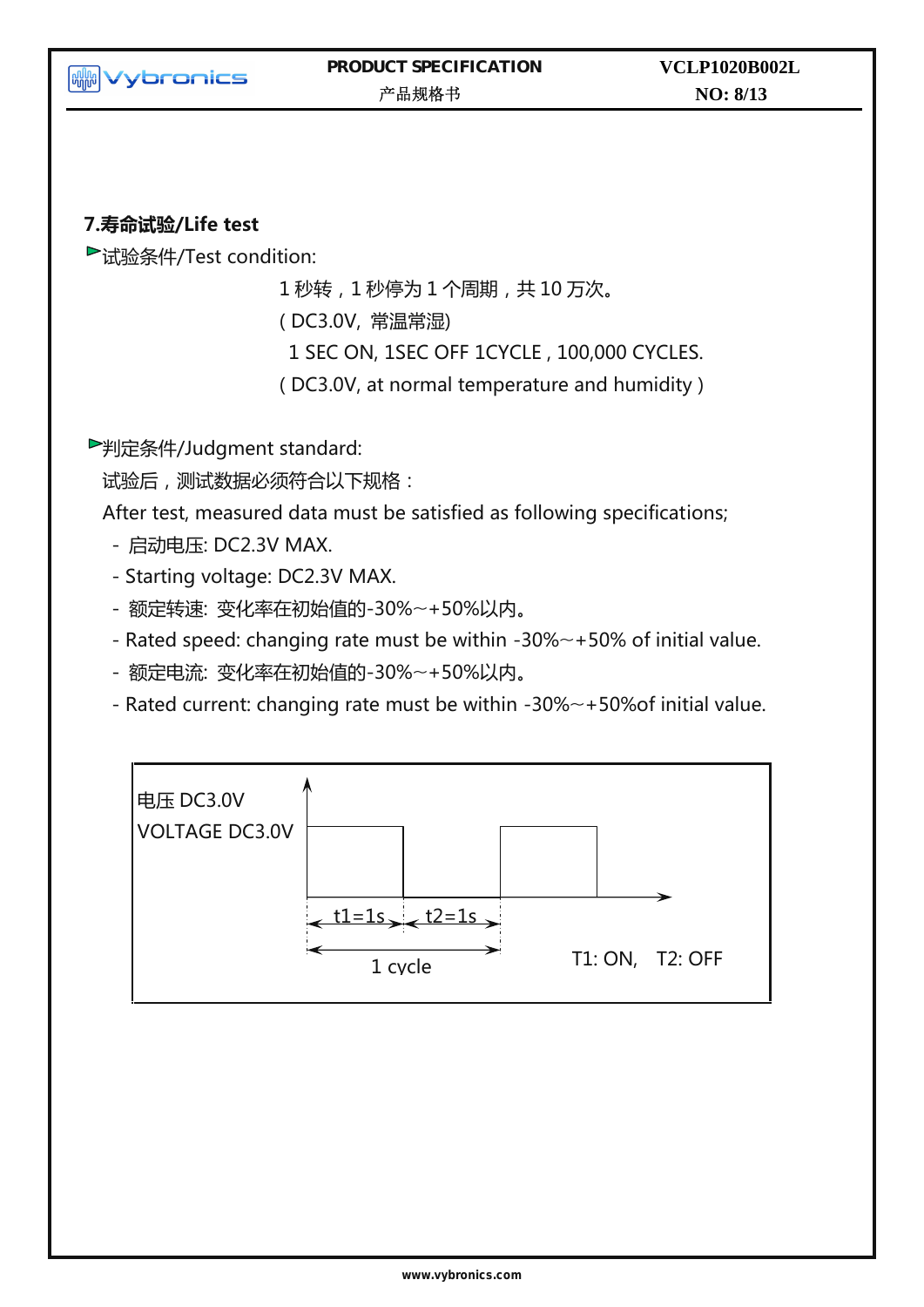## 7.寿命试验/Life test

►试验条件/Test condition:

1 秒转，1 秒停为 1 个周期，共 10 万次。

( DC3.0V, 常温常湿)

1 SEC ON, 1SEC OFF 1CYCLE , 100,000 CYCLES.

( DC3.0V, at normal temperature and humidity )

►判定条件/Judgment standard:

试验后，测试数据必须符合以下规格：

After test, measured data must be satisfied as following specifications;

- 启动电压: DC2.3V MAX.
- Starting voltage: DC2.3V MAX.
- 额定转速: 变化率在初始值的-30%～+50%以内。
- Rated speed: changing rate must be within -30%～+50% of initial value.
- 额定电流: 变化率在初始值的-30%～+50%以内。
- Rated current: changing rate must be within -30%～+50%of initial value.

电压 DC3.0V
VOLTAGE DC3.0V

t1=1s t2=1s

1 cycle

T1: ON, T2: OFF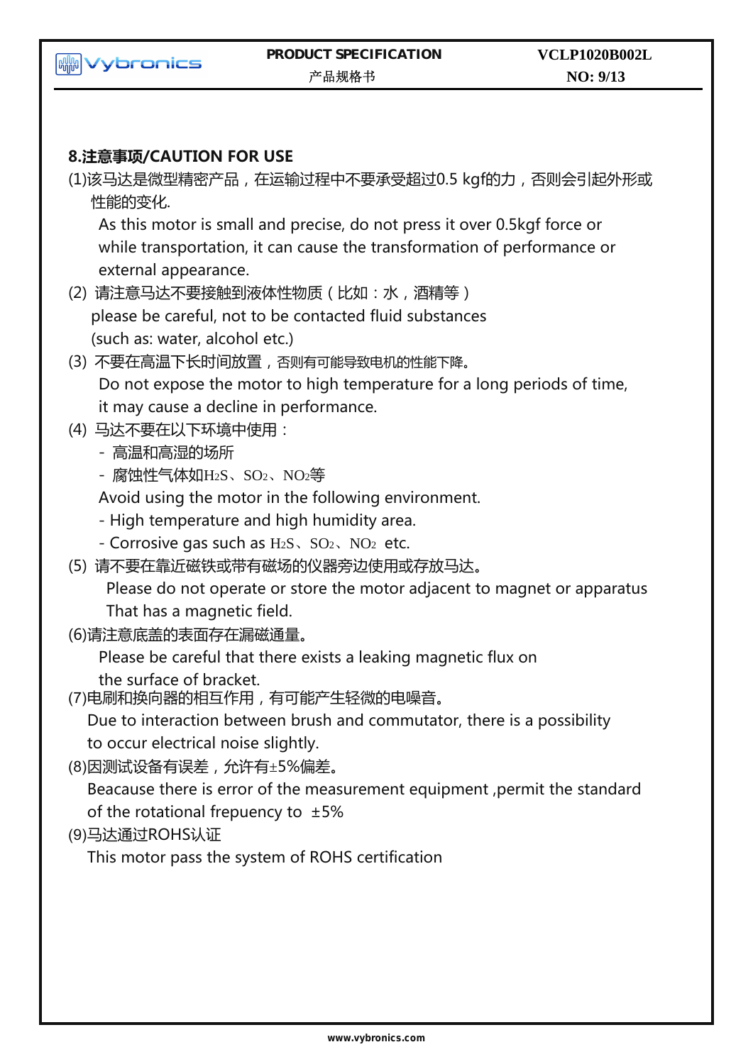## 8.注意事项/CAUTION FOR USE

(1)该马达是微型精密产品，在运输过程中不要承受超过0.5 kgf的力，否则会引起外形或性能的变化.

As this motor is small and precise, do not press it over 0.5kgf force or while transportation, it can cause the transformation of performance or external appearance.

(2) 请注意马达不要接触到液体性物质（比如：水，酒精等）

please be careful, not to be contacted fluid substances (such as: water, alcohol etc.)

(3) 不要在高温下长时间放置，否则有可能导致电机的性能下降。

Do not expose the motor to high temperature for a long periods of time, it may cause a decline in performance.

(4) 马达不要在以下环境中使用：

- 高温和高湿的场所
- 腐蚀性气体如$H_2S$、$SO_2$、$NO_2$等

Avoid using the motor in the following environment.

- High temperature and high humidity area.
- Corrosive gas such as $H_2S$、$SO_2$、$NO_2$ etc.

(5) 请不要在靠近磁铁或带有磁场的仪器旁边使用或存放马达。

Please do not operate or store the motor adjacent to magnet or apparatus That has a magnetic field.

(6)请注意底盖的表面存在漏磁通量。

Please be careful that there exists a leaking magnetic flux on the surface of bracket.

(7)电刷和换向器的相互作用，有可能产生轻微的电噪音。

Due to interaction between brush and commutator, there is a possibility to occur electrical noise slightly.

(8)因测试设备有误差，允许有±5%偏差。

Beacause there is error of the measurement equipment ,permit the standard of the rotational frepuency to ±5%

(9)马达通过ROHS认证

This motor pass the system of ROHS certification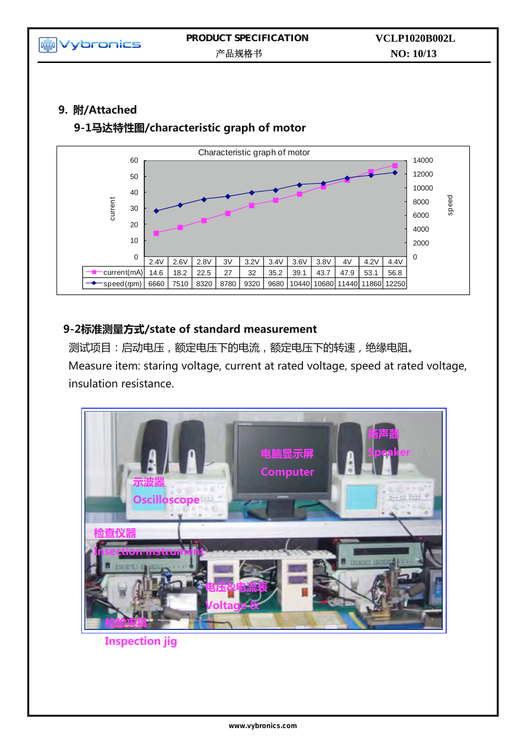## 9. 附/Attached

### 9-1马达特性图/characteristic graph of motor

Characteristic graph of motor

| | 2.4V | 2.6V | 2.8V | 3V | 3.2V | 3.4V | 3.6V | 3.8V | 4V | 4.2V | 4.4V |
|---|---|---|---|---|---|---|---|---|---|---|---|
| current(mA) | 14.6 | 18.2 | 22.5 | 27 | 32 | 35.2 | 39.1 | 43.7 | 47.9 | 53.1 | 56.8 |
| speed(rpm) | 6660 | 7510 | 8320 | 8780 | 9320 | 9680 | 10440 | 10680 | 11440 | 11860 | 12250 |

### 9-2标准测量方式/state of standard measurement

测试项目：启动电压，额定电压下的电流，额定电压下的转速，绝缘电阻。

Measure item: staring voltage, current at rated voltage, speed at rated voltage, insulation resistance.

扬声器 Speaker

电脑显示屏 Computer

示波器 Oscilloscope

检查仪器 Insection instrument

电压&电流表 Voltage &

检验夹具 Inspection jig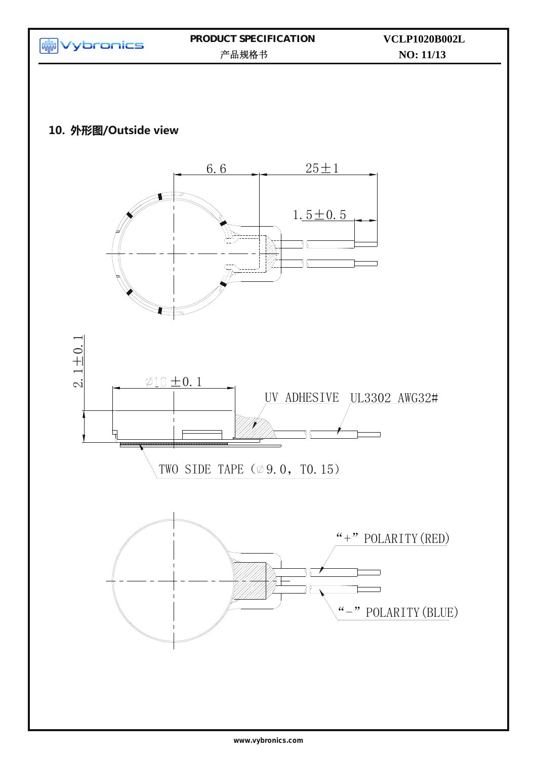## 10. 外形图/Outside view

6.6

25±1

1.5±0.5

2.1±0.1

∅10 ±0.1

UV ADHESIVE

UL3302 AWG32#

TWO SIDE TAPE (∅9.0, T0.15)

"+" POLARITY(RED)

"-" POLARITY(BLUE)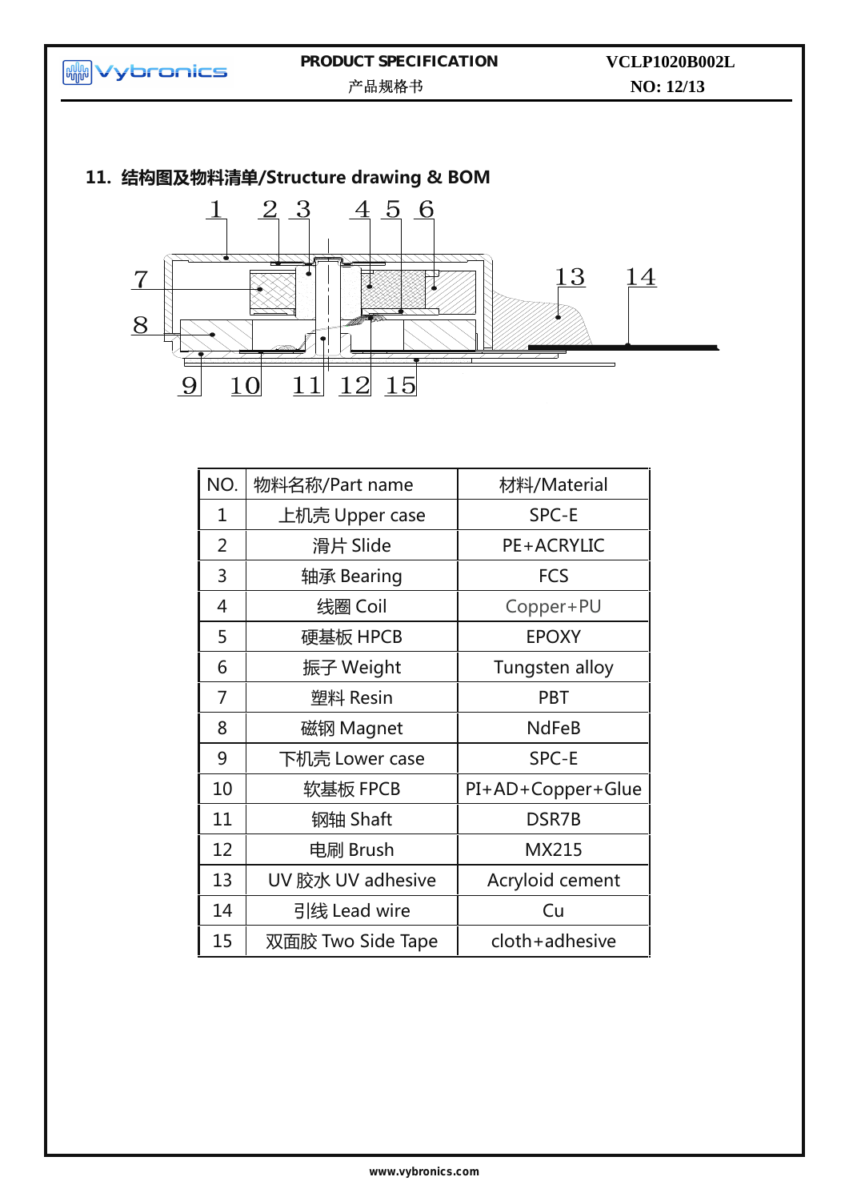## 11. 结构图及物料清单/Structure drawing & BOM

| NO. | 物料名称/Part name | 材料/Material |
|---|---|---|
| 1 | 上机壳 Upper case | SPC-E |
| 2 | 滑片 Slide | PE+ACRYLIC |
| 3 | 轴承 Bearing | FCS |
| 4 | 线圈 Coil | Copper+PU |
| 5 | 硬基板 HPCB | EPOXY |
| 6 | 振子 Weight | Tungsten alloy |
| 7 | 塑料 Resin | PBT |
| 8 | 磁钢 Magnet | NdFeB |
| 9 | 下机壳 Lower case | SPC-E |
| 10 | 软基板 FPCB | PI+AD+Copper+Glue |
| 11 | 钢轴 Shaft | DSR7B |
| 12 | 电刷 Brush | MX215 |
| 13 | UV 胶水 UV adhesive | Acryloid cement |
| 14 | 引线 Lead wire | Cu |
| 15 | 双面胶 Two Side Tape | cloth+adhesive |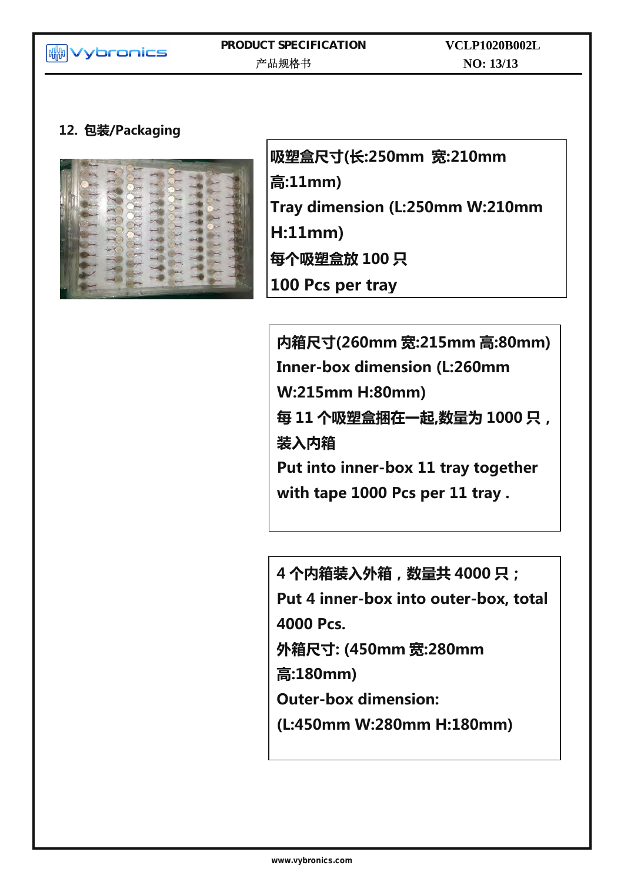## 12. 包装/Packaging

吸塑盒尺寸(长:250mm 宽:210mm 高:11mm)
Tray dimension (L:250mm W:210mm H:11mm)
每个吸塑盒放 100 只
100 Pcs per tray

内箱尺寸(260mm 宽:215mm 高:80mm)
Inner-box dimension (L:260mm W:215mm H:80mm)
每 11 个吸塑盒捆在一起,数量为 1000 只，装入内箱
Put into inner-box 11 tray together with tape 1000 Pcs per 11 tray .

4 个内箱装入外箱，数量共 4000 只；
Put 4 inner-box into outer-box, total 4000 Pcs.
外箱尺寸: (450mm 宽:280mm 高:180mm)
Outer-box dimension:
(L:450mm W:280mm H:180mm)